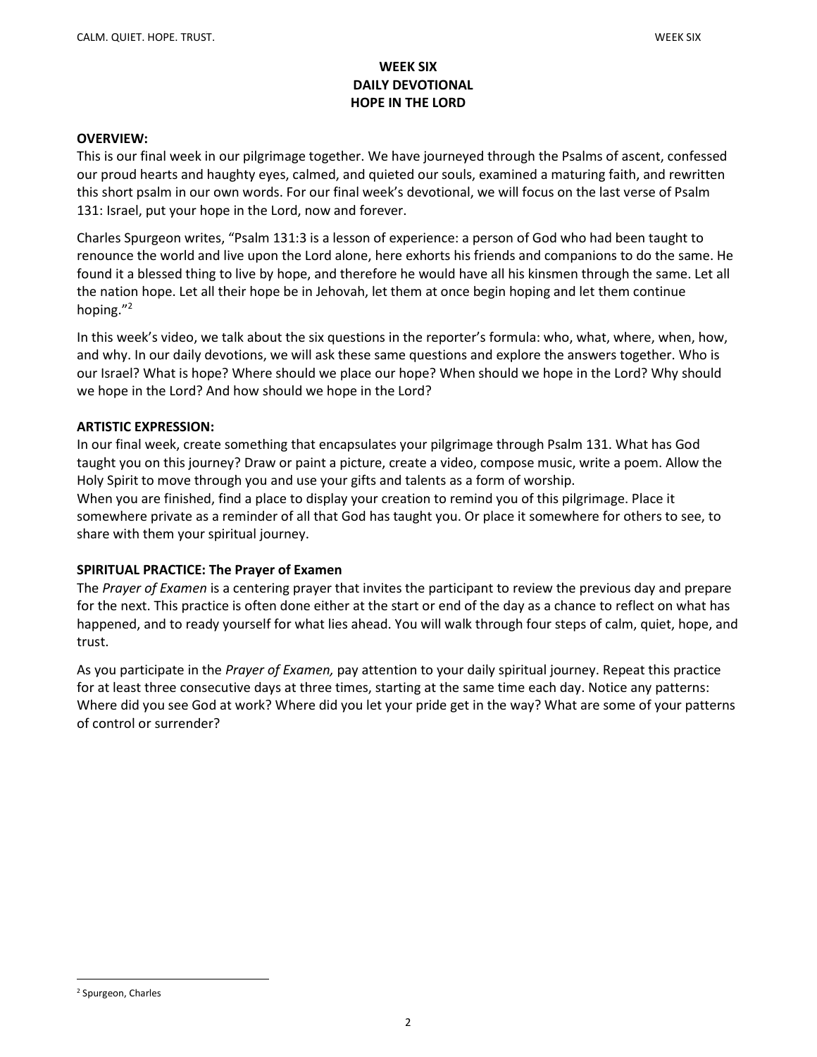# WEEK SIX
# DAILY DEVOTIONAL
# HOPE IN THE LORD

**OVERVIEW:**

This is our final week in our pilgrimage together. We have journeyed through the Psalms of ascent, confessed our proud hearts and haughty eyes, calmed, and quieted our souls, examined a maturing faith, and rewritten this short psalm in our own words. For our final week's devotional, we will focus on the last verse of Psalm 131: Israel, put your hope in the Lord, now and forever.

Charles Spurgeon writes, "Psalm 131:3 is a lesson of experience: a person of God who had been taught to renounce the world and live upon the Lord alone, here exhorts his friends and companions to do the same. He found it a blessed thing to live by hope, and therefore he would have all his kinsmen through the same. Let all the nation hope. Let all their hope be in Jehovah, let them at once begin hoping and let them continue hoping."[2]

In this week's video, we talk about the six questions in the reporter's formula: who, what, where, when, how, and why. In our daily devotions, we will ask these same questions and explore the answers together. Who is our Israel? What is hope? Where should we place our hope? When should we hope in the Lord? Why should we hope in the Lord? And how should we hope in the Lord?

**ARTISTIC EXPRESSION:**

In our final week, create something that encapsulates your pilgrimage through Psalm 131. What has God taught you on this journey? Draw or paint a picture, create a video, compose music, write a poem. Allow the Holy Spirit to move through you and use your gifts and talents as a form of worship.

When you are finished, find a place to display your creation to remind you of this pilgrimage. Place it somewhere private as a reminder of all that God has taught you. Or place it somewhere for others to see, to share with them your spiritual journey.

**SPIRITUAL PRACTICE: The Prayer of Examen**

The *Prayer of Examen* is a centering prayer that invites the participant to review the previous day and prepare for the next. This practice is often done either at the start or end of the day as a chance to reflect on what has happened, and to ready yourself for what lies ahead. You will walk through four steps of calm, quiet, hope, and trust.

As you participate in the *Prayer of Examen,* pay attention to your daily spiritual journey. Repeat this practice for at least three consecutive days at three times, starting at the same time each day. Notice any patterns: Where did you see God at work? Where did you let your pride get in the way? What are some of your patterns of control or surrender?

---

[2] Spurgeon, Charles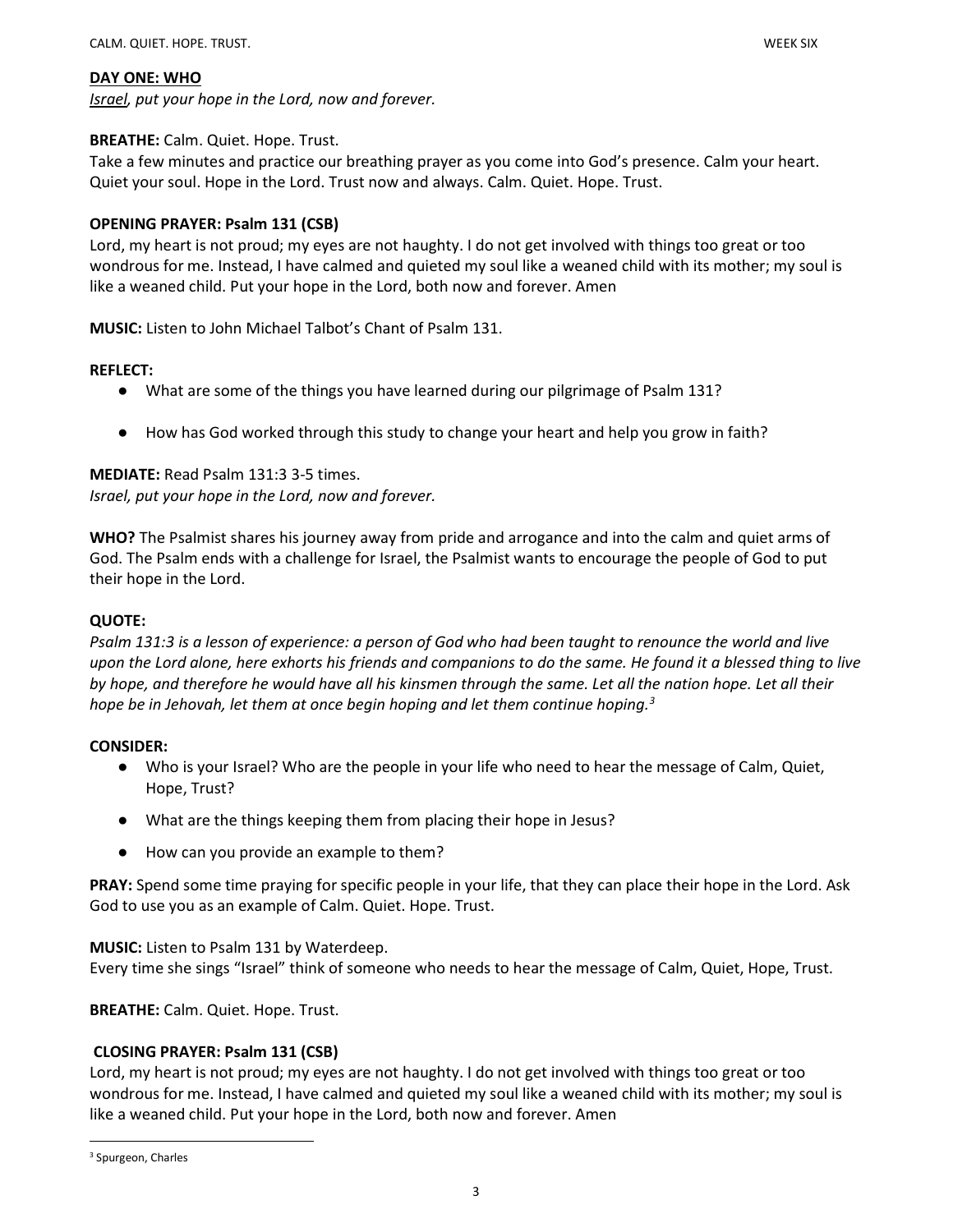**<u>DAY ONE: WHO</u>**

*<u>Israel</u>, put your hope in the Lord, now and forever.*

**BREATHE:** Calm. Quiet. Hope. Trust.

Take a few minutes and practice our breathing prayer as you come into God's presence. Calm your heart. Quiet your soul. Hope in the Lord. Trust now and always. Calm. Quiet. Hope. Trust.

**OPENING PRAYER: Psalm 131 (CSB)**

Lord, my heart is not proud; my eyes are not haughty. I do not get involved with things too great or too wondrous for me. Instead, I have calmed and quieted my soul like a weaned child with its mother; my soul is like a weaned child. Put your hope in the Lord, both now and forever. Amen

**MUSIC:** Listen to John Michael Talbot's Chant of Psalm 131.

**REFLECT:**

- What are some of the things you have learned during our pilgrimage of Psalm 131?
- How has God worked through this study to change your heart and help you grow in faith?

**MEDIATE:** Read Psalm 131:3 3-5 times.

*Israel, put your hope in the Lord, now and forever.*

**WHO?** The Psalmist shares his journey away from pride and arrogance and into the calm and quiet arms of God. The Psalm ends with a challenge for Israel, the Psalmist wants to encourage the people of God to put their hope in the Lord.

**QUOTE:**

*Psalm 131:3 is a lesson of experience: a person of God who had been taught to renounce the world and live upon the Lord alone, here exhorts his friends and companions to do the same. He found it a blessed thing to live by hope, and therefore he would have all his kinsmen through the same. Let all the nation hope. Let all their hope be in Jehovah, let them at once begin hoping and let them continue hoping.*[3]

**CONSIDER:**

- Who is your Israel? Who are the people in your life who need to hear the message of Calm, Quiet, Hope, Trust?
- What are the things keeping them from placing their hope in Jesus?
- How can you provide an example to them?

**PRAY:** Spend some time praying for specific people in your life, that they can place their hope in the Lord. Ask God to use you as an example of Calm. Quiet. Hope. Trust.

**MUSIC:** Listen to Psalm 131 by Waterdeep.

Every time she sings "Israel" think of someone who needs to hear the message of Calm, Quiet, Hope, Trust.

**BREATHE:** Calm. Quiet. Hope. Trust.

**CLOSING PRAYER: Psalm 131 (CSB)**

Lord, my heart is not proud; my eyes are not haughty. I do not get involved with things too great or too wondrous for me. Instead, I have calmed and quieted my soul like a weaned child with its mother; my soul is like a weaned child. Put your hope in the Lord, both now and forever. Amen

[3] Spurgeon, Charles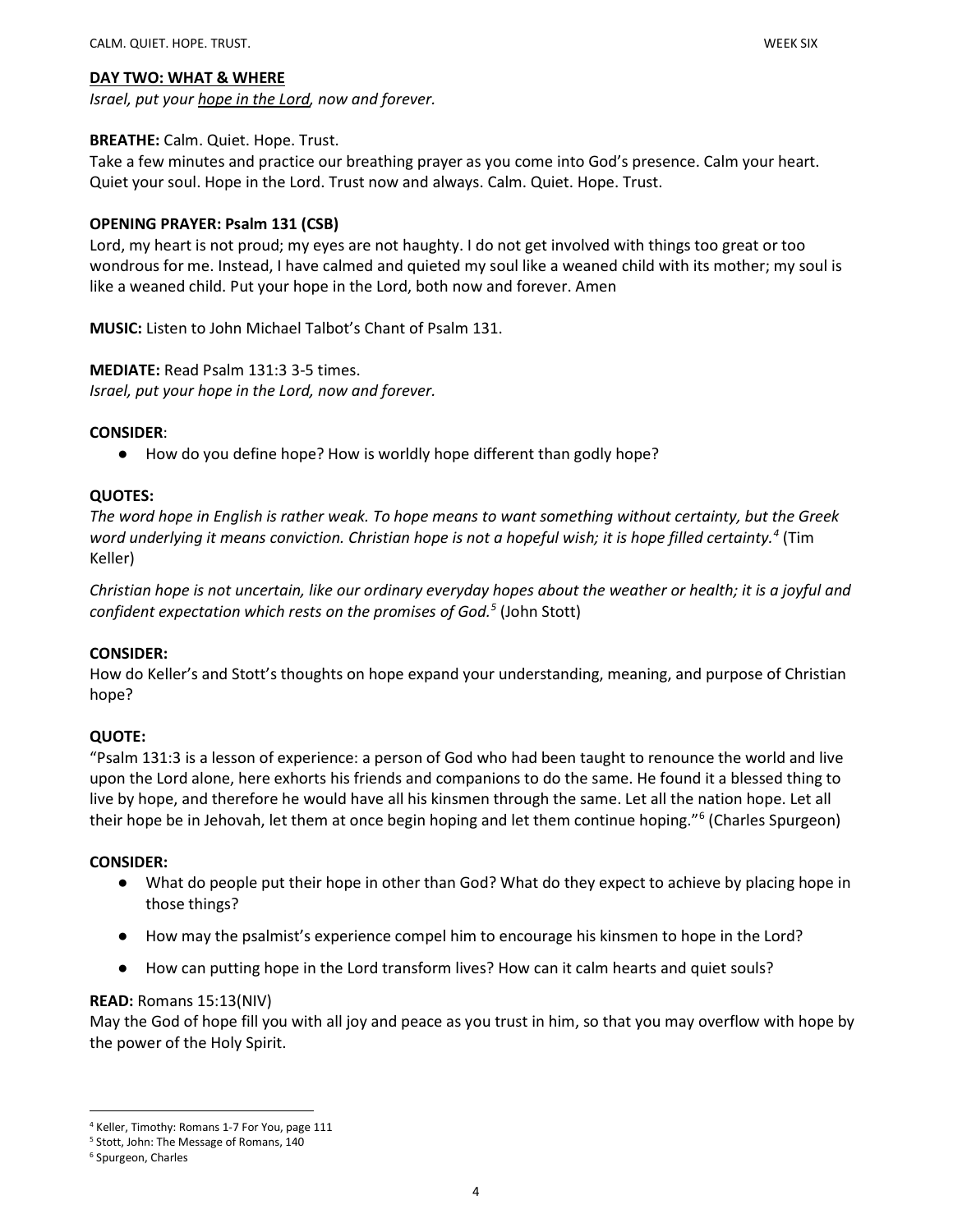**DAY TWO: WHAT & WHERE**

*Israel, put your hope in the Lord, now and forever.*

**BREATHE:** Calm. Quiet. Hope. Trust.

Take a few minutes and practice our breathing prayer as you come into God's presence. Calm your heart. Quiet your soul. Hope in the Lord. Trust now and always. Calm. Quiet. Hope. Trust.

**OPENING PRAYER: Psalm 131 (CSB)**

Lord, my heart is not proud; my eyes are not haughty. I do not get involved with things too great or too wondrous for me. Instead, I have calmed and quieted my soul like a weaned child with its mother; my soul is like a weaned child. Put your hope in the Lord, both now and forever. Amen

**MUSIC:** Listen to John Michael Talbot's Chant of Psalm 131.

**MEDIATE:** Read Psalm 131:3 3-5 times.

*Israel, put your hope in the Lord, now and forever.*

**CONSIDER**:

- How do you define hope? How is worldly hope different than godly hope?

**QUOTES:**

*The word hope in English is rather weak. To hope means to want something without certainty, but the Greek word underlying it means conviction. Christian hope is not a hopeful wish; it is hope filled certainty.*[4] (Tim Keller)

*Christian hope is not uncertain, like our ordinary everyday hopes about the weather or health; it is a joyful and confident expectation which rests on the promises of God.*[5] (John Stott)

**CONSIDER:**

How do Keller's and Stott's thoughts on hope expand your understanding, meaning, and purpose of Christian hope?

**QUOTE:**

"Psalm 131:3 is a lesson of experience: a person of God who had been taught to renounce the world and live upon the Lord alone, here exhorts his friends and companions to do the same. He found it a blessed thing to live by hope, and therefore he would have all his kinsmen through the same. Let all the nation hope. Let all their hope be in Jehovah, let them at once begin hoping and let them continue hoping."[6] (Charles Spurgeon)

**CONSIDER:**

- What do people put their hope in other than God? What do they expect to achieve by placing hope in those things?
- How may the psalmist's experience compel him to encourage his kinsmen to hope in the Lord?
- How can putting hope in the Lord transform lives? How can it calm hearts and quiet souls?

**READ:** Romans 15:13(NIV)

May the God of hope fill you with all joy and peace as you trust in him, so that you may overflow with hope by the power of the Holy Spirit.

---

[4] Keller, Timothy: Romans 1-7 For You, page 111

[5] Stott, John: The Message of Romans, 140

[6] Spurgeon, Charles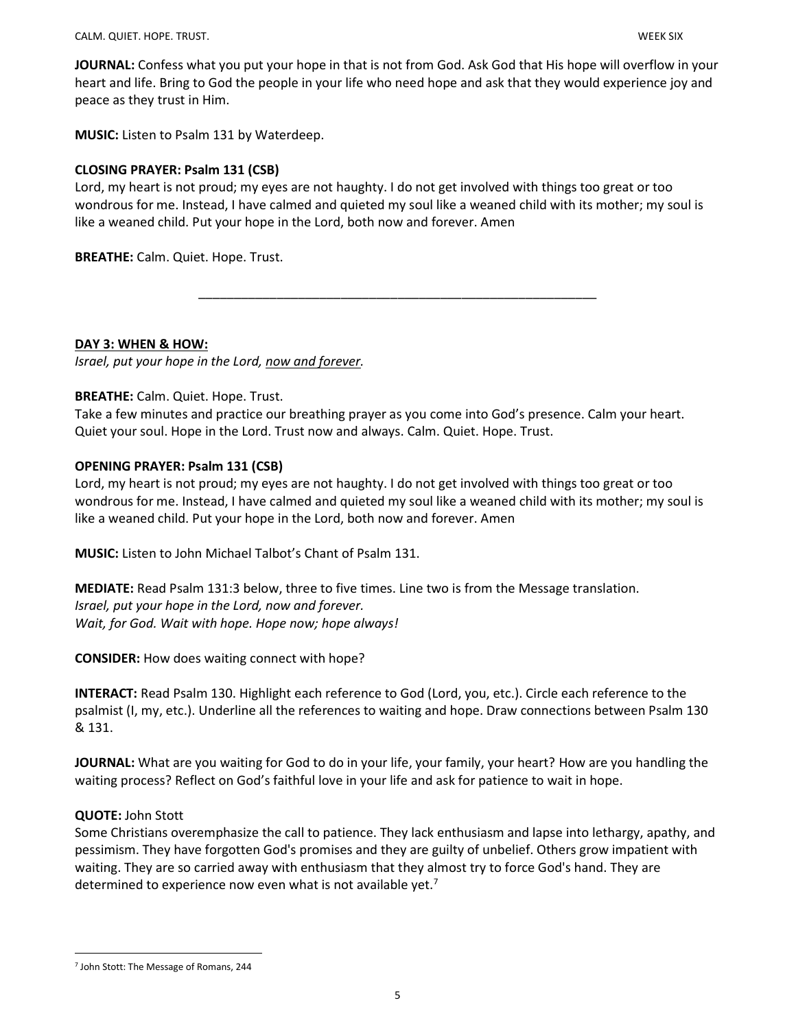**JOURNAL:** Confess what you put your hope in that is not from God. Ask God that His hope will overflow in your heart and life. Bring to God the people in your life who need hope and ask that they would experience joy and peace as they trust in Him.

**MUSIC:** Listen to Psalm 131 by Waterdeep.

**CLOSING PRAYER: Psalm 131 (CSB)**
Lord, my heart is not proud; my eyes are not haughty. I do not get involved with things too great or too wondrous for me. Instead, I have calmed and quieted my soul like a weaned child with its mother; my soul is like a weaned child. Put your hope in the Lord, both now and forever. Amen

**BREATHE:** Calm. Quiet. Hope. Trust.

---

**DAY 3: WHEN & HOW:**
*Israel, put your hope in the Lord, now and forever.*

**BREATHE:** Calm. Quiet. Hope. Trust.
Take a few minutes and practice our breathing prayer as you come into God's presence. Calm your heart. Quiet your soul. Hope in the Lord. Trust now and always. Calm. Quiet. Hope. Trust.

**OPENING PRAYER: Psalm 131 (CSB)**
Lord, my heart is not proud; my eyes are not haughty. I do not get involved with things too great or too wondrous for me. Instead, I have calmed and quieted my soul like a weaned child with its mother; my soul is like a weaned child. Put your hope in the Lord, both now and forever. Amen

**MUSIC:** Listen to John Michael Talbot's Chant of Psalm 131.

**MEDIATE:** Read Psalm 131:3 below, three to five times. Line two is from the Message translation.
*Israel, put your hope in the Lord, now and forever.*
*Wait, for God. Wait with hope. Hope now; hope always!*

**CONSIDER:** How does waiting connect with hope?

**INTERACT:** Read Psalm 130. Highlight each reference to God (Lord, you, etc.). Circle each reference to the psalmist (I, my, etc.). Underline all the references to waiting and hope. Draw connections between Psalm 130 & 131.

**JOURNAL:** What are you waiting for God to do in your life, your family, your heart? How are you handling the waiting process? Reflect on God's faithful love in your life and ask for patience to wait in hope.

**QUOTE:** John Stott
Some Christians overemphasize the call to patience. They lack enthusiasm and lapse into lethargy, apathy, and pessimism. They have forgotten God's promises and they are guilty of unbelief. Others grow impatient with waiting. They are so carried away with enthusiasm that they almost try to force God's hand. They are determined to experience now even what is not available yet.[7]

[7] John Stott: The Message of Romans, 244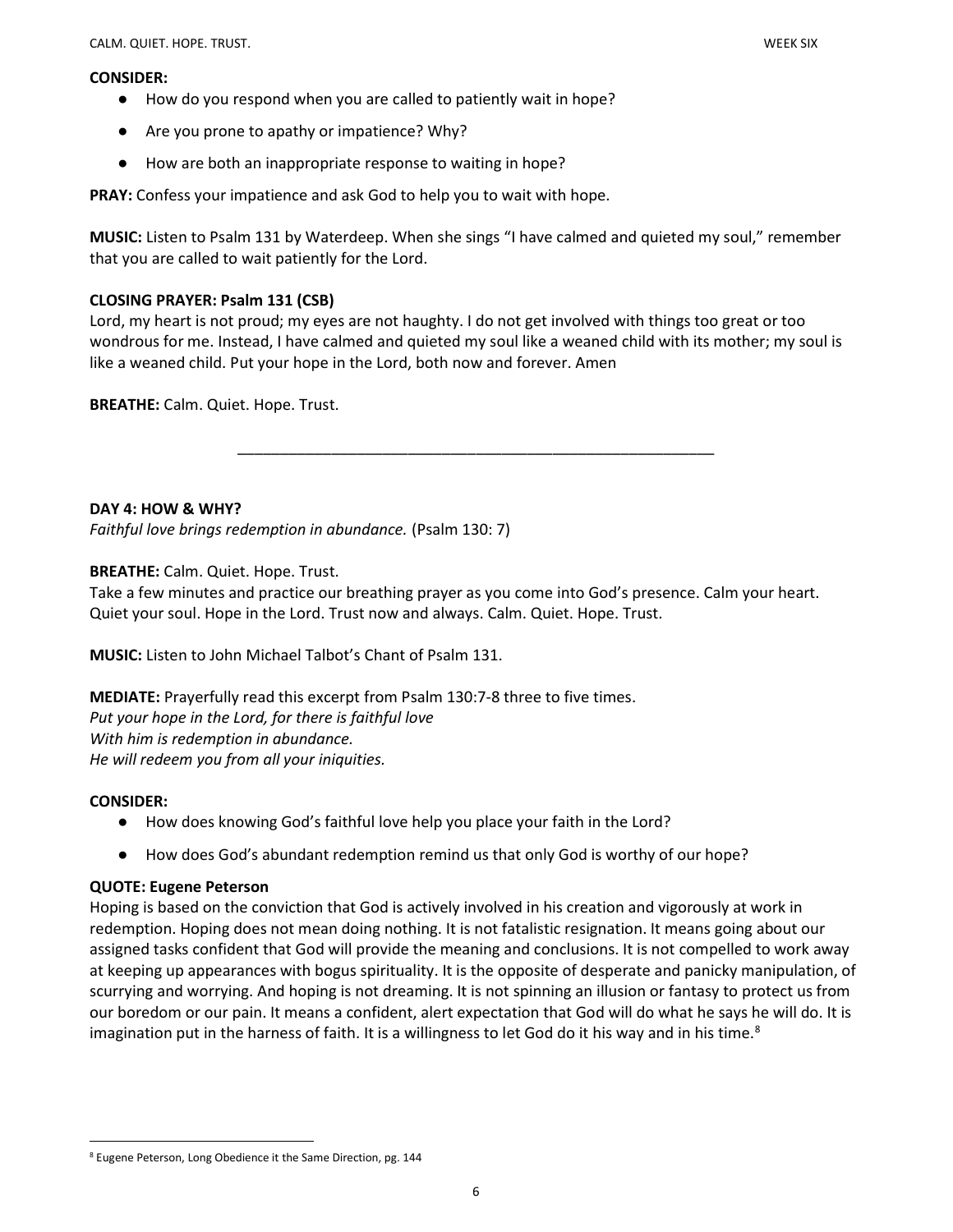**CONSIDER:**

- How do you respond when you are called to patiently wait in hope?
- Are you prone to apathy or impatience? Why?
- How are both an inappropriate response to waiting in hope?

**PRAY:** Confess your impatience and ask God to help you to wait with hope.

**MUSIC:** Listen to Psalm 131 by Waterdeep. When she sings "I have calmed and quieted my soul," remember that you are called to wait patiently for the Lord.

**CLOSING PRAYER: Psalm 131 (CSB)**
Lord, my heart is not proud; my eyes are not haughty. I do not get involved with things too great or too wondrous for me. Instead, I have calmed and quieted my soul like a weaned child with its mother; my soul is like a weaned child. Put your hope in the Lord, both now and forever. Amen

**BREATHE:** Calm. Quiet. Hope. Trust.

---

**DAY 4: HOW & WHY?**
*Faithful love brings redemption in abundance.* (Psalm 130: 7)

**BREATHE:** Calm. Quiet. Hope. Trust.
Take a few minutes and practice our breathing prayer as you come into God's presence. Calm your heart. Quiet your soul. Hope in the Lord. Trust now and always. Calm. Quiet. Hope. Trust.

**MUSIC:** Listen to John Michael Talbot's Chant of Psalm 131.

**MEDIATE:** Prayerfully read this excerpt from Psalm 130:7-8 three to five times.
*Put your hope in the Lord, for there is faithful love*
*With him is redemption in abundance.*
*He will redeem you from all your iniquities.*

**CONSIDER:**

- How does knowing God's faithful love help you place your faith in the Lord?
- How does God's abundant redemption remind us that only God is worthy of our hope?

**QUOTE: Eugene Peterson**
Hoping is based on the conviction that God is actively involved in his creation and vigorously at work in redemption. Hoping does not mean doing nothing. It is not fatalistic resignation. It means going about our assigned tasks confident that God will provide the meaning and conclusions. It is not compelled to work away at keeping up appearances with bogus spirituality. It is the opposite of desperate and panicky manipulation, of scurrying and worrying. And hoping is not dreaming. It is not spinning an illusion or fantasy to protect us from our boredom or our pain. It means a confident, alert expectation that God will do what he says he will do. It is imagination put in the harness of faith. It is a willingness to let God do it his way and in his time.[8]

[8] Eugene Peterson, Long Obedience it the Same Direction, pg. 144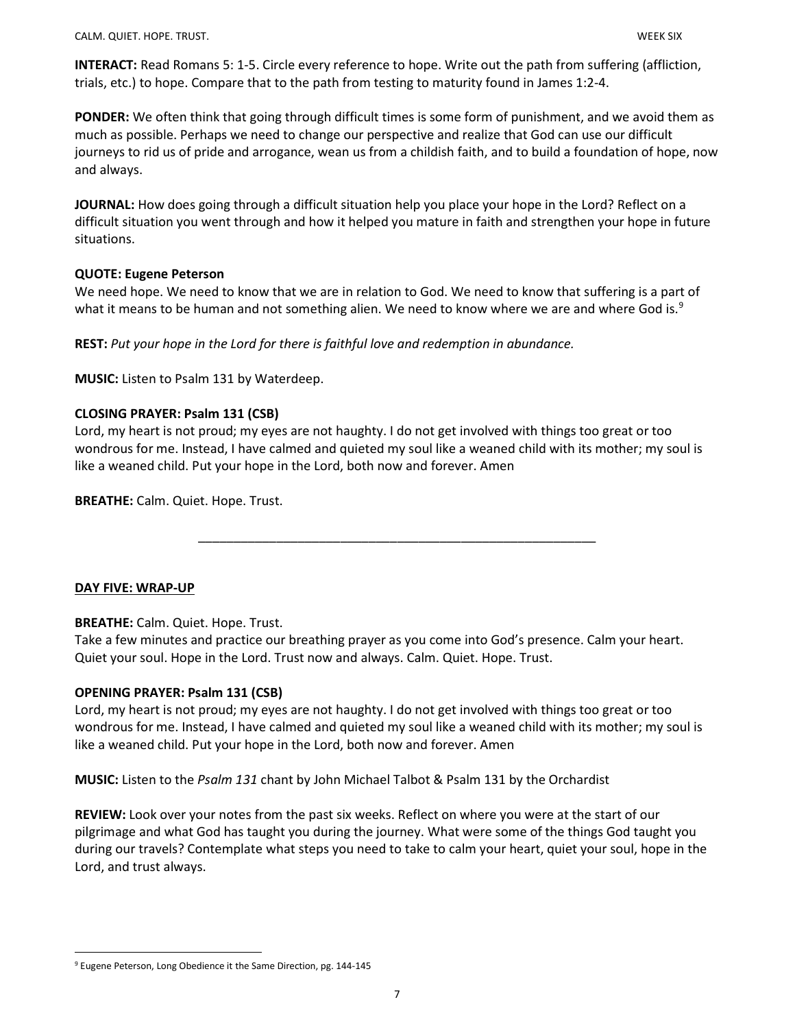**INTERACT:** Read Romans 5: 1-5. Circle every reference to hope. Write out the path from suffering (affliction, trials, etc.) to hope. Compare that to the path from testing to maturity found in James 1:2-4.

**PONDER:** We often think that going through difficult times is some form of punishment, and we avoid them as much as possible. Perhaps we need to change our perspective and realize that God can use our difficult journeys to rid us of pride and arrogance, wean us from a childish faith, and to build a foundation of hope, now and always.

**JOURNAL:** How does going through a difficult situation help you place your hope in the Lord? Reflect on a difficult situation you went through and how it helped you mature in faith and strengthen your hope in future situations.

**QUOTE: Eugene Peterson**
We need hope. We need to know that we are in relation to God. We need to know that suffering is a part of what it means to be human and not something alien. We need to know where we are and where God is.[9]

**REST:** *Put your hope in the Lord for there is faithful love and redemption in abundance.*

**MUSIC:** Listen to Psalm 131 by Waterdeep.

**CLOSING PRAYER: Psalm 131 (CSB)**
Lord, my heart is not proud; my eyes are not haughty. I do not get involved with things too great or too wondrous for me. Instead, I have calmed and quieted my soul like a weaned child with its mother; my soul is like a weaned child. Put your hope in the Lord, both now and forever. Amen

**BREATHE:** Calm. Quiet. Hope. Trust.

---

## DAY FIVE: WRAP-UP

**BREATHE:** Calm. Quiet. Hope. Trust.
Take a few minutes and practice our breathing prayer as you come into God's presence. Calm your heart. Quiet your soul. Hope in the Lord. Trust now and always. Calm. Quiet. Hope. Trust.

**OPENING PRAYER: Psalm 131 (CSB)**
Lord, my heart is not proud; my eyes are not haughty. I do not get involved with things too great or too wondrous for me. Instead, I have calmed and quieted my soul like a weaned child with its mother; my soul is like a weaned child. Put your hope in the Lord, both now and forever. Amen

**MUSIC:** Listen to the *Psalm 131* chant by John Michael Talbot & Psalm 131 by the Orchardist

**REVIEW:** Look over your notes from the past six weeks. Reflect on where you were at the start of our pilgrimage and what God has taught you during the journey. What were some of the things God taught you during our travels? Contemplate what steps you need to take to calm your heart, quiet your soul, hope in the Lord, and trust always.

---

[9] Eugene Peterson, Long Obedience it the Same Direction, pg. 144-145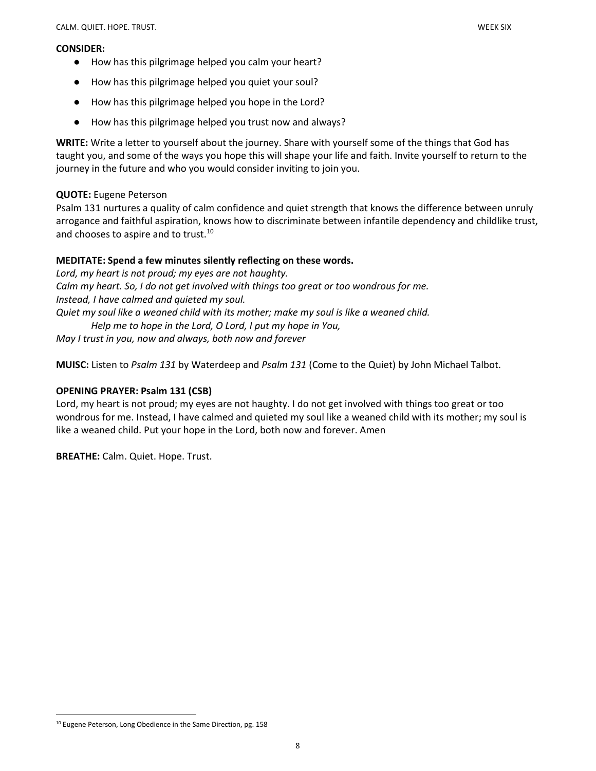**CONSIDER:**

- How has this pilgrimage helped you calm your heart?
- How has this pilgrimage helped you quiet your soul?
- How has this pilgrimage helped you hope in the Lord?
- How has this pilgrimage helped you trust now and always?

**WRITE:** Write a letter to yourself about the journey. Share with yourself some of the things that God has taught you, and some of the ways you hope this will shape your life and faith. Invite yourself to return to the journey in the future and who you would consider inviting to join you.

**QUOTE:** Eugene Peterson
Psalm 131 nurtures a quality of calm confidence and quiet strength that knows the difference between unruly arrogance and faithful aspiration, knows how to discriminate between infantile dependency and childlike trust, and chooses to aspire and to trust.[10]

**MEDITATE: Spend a few minutes silently reflecting on these words.**
*Lord, my heart is not proud; my eyes are not haughty.*
*Calm my heart. So, I do not get involved with things too great or too wondrous for me.*
*Instead, I have calmed and quieted my soul.*
*Quiet my soul like a weaned child with its mother; make my soul is like a weaned child.*
*Help me to hope in the Lord, O Lord, I put my hope in You,*
*May I trust in you, now and always, both now and forever*

**MUISC:** Listen to *Psalm 131* by Waterdeep and *Psalm 131* (Come to the Quiet) by John Michael Talbot.

**OPENING PRAYER: Psalm 131 (CSB)**
Lord, my heart is not proud; my eyes are not haughty. I do not get involved with things too great or too wondrous for me. Instead, I have calmed and quieted my soul like a weaned child with its mother; my soul is like a weaned child. Put your hope in the Lord, both now and forever. Amen

**BREATHE:** Calm. Quiet. Hope. Trust.

[10] Eugene Peterson, Long Obedience in the Same Direction, pg. 158